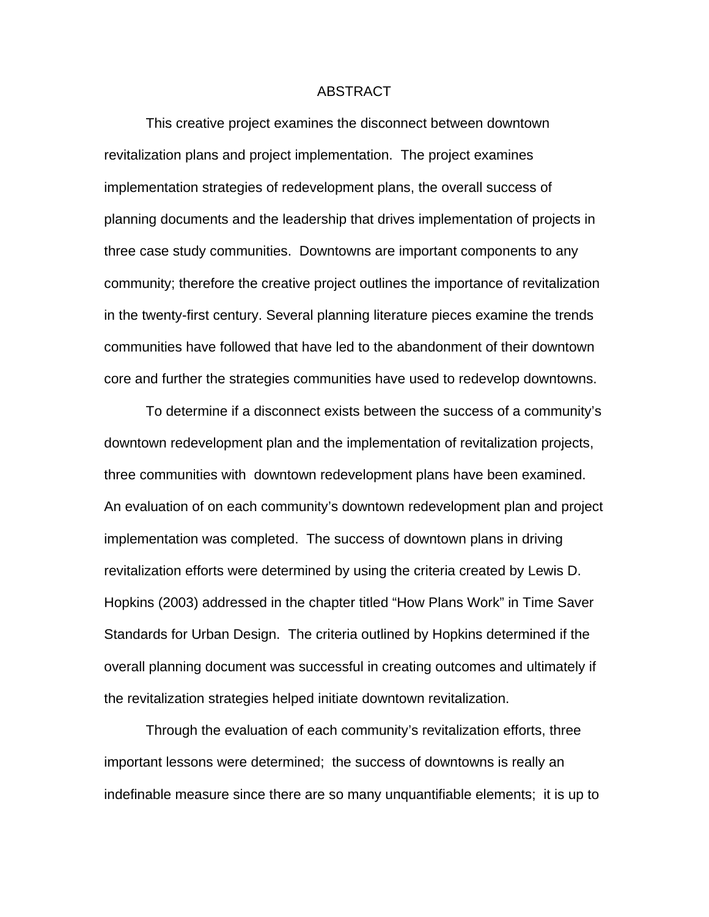# ABSTRACT

This creative project examines the disconnect between downtown revitalization plans and project implementation. The project examines implementation strategies of redevelopment plans, the overall success of planning documents and the leadership that drives implementation of projects in three case study communities. Downtowns are important components to any community; therefore the creative project outlines the importance of revitalization in the twenty-first century. Several planning literature pieces examine the trends communities have followed that have led to the abandonment of their downtown core and further the strategies communities have used to redevelop downtowns.

To determine if a disconnect exists between the success of a community's downtown redevelopment plan and the implementation of revitalization projects, three communities with downtown redevelopment plans have been examined. An evaluation of on each community's downtown redevelopment plan and project implementation was completed. The success of downtown plans in driving revitalization efforts were determined by using the criteria created by Lewis D. Hopkins (2003) addressed in the chapter titled "How Plans Work" in Time Saver Standards for Urban Design. The criteria outlined by Hopkins determined if the overall planning document was successful in creating outcomes and ultimately if the revitalization strategies helped initiate downtown revitalization.

Through the evaluation of each community's revitalization efforts, three important lessons were determined; the success of downtowns is really an indefinable measure since there are so many unquantifiable elements; it is up to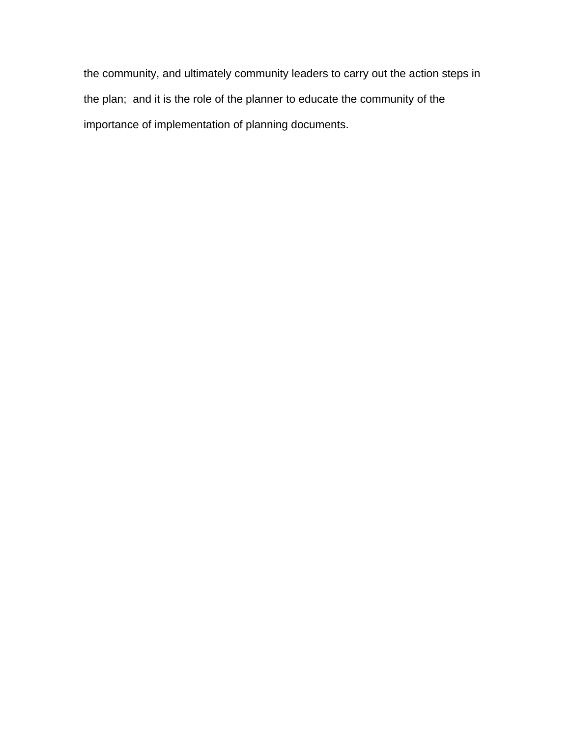the community, and ultimately community leaders to carry out the action steps in the plan; and it is the role of the planner to educate the community of the importance of implementation of planning documents.